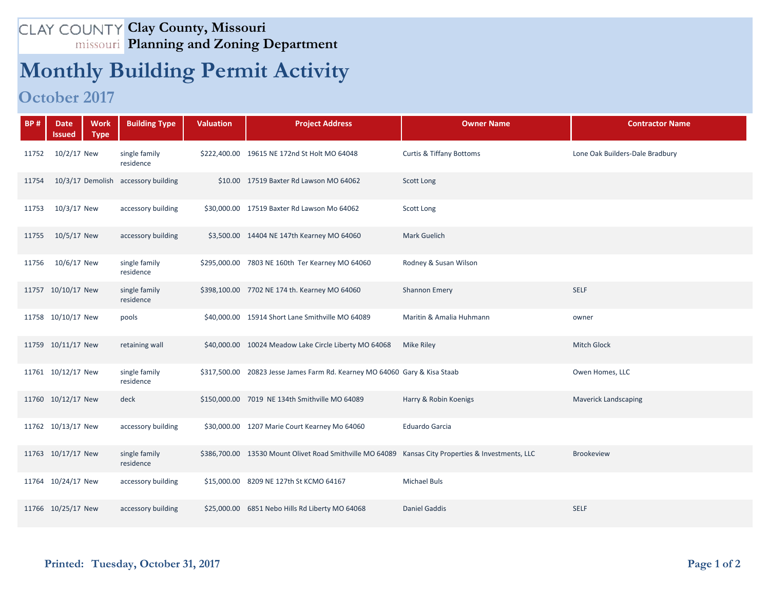# Clay County, Missouri
## Planning and Zoning Department

# Monthly Building Permit Activity

## October 2017

| BP # | Date Issued | Work Type | Building Type | Valuation | Project Address | Owner Name | Contractor Name |
|---|---|---|---|---|---|---|---|
| 11752 | 10/2/17 | New | single family residence | $222,400.00 | 19615 NE 172nd St Holt MO 64048 | Curtis & Tiffany Bottoms | Lone Oak Builders-Dale Bradbury |
| 11754 | 10/3/17 | Demolish | accessory building | $10.00 | 17519 Baxter Rd Lawson MO 64062 | Scott Long | |
| 11753 | 10/3/17 | New | accessory building | $30,000.00 | 17519 Baxter Rd Lawson Mo 64062 | Scott Long | |
| 11755 | 10/5/17 | New | accessory building | $3,500.00 | 14404 NE 147th Kearney MO 64060 | Mark Guelich | |
| 11756 | 10/6/17 | New | single family residence | $295,000.00 | 7803 NE 160th Ter Kearney MO 64060 | Rodney & Susan Wilson | |
| 11757 | 10/10/17 | New | single family residence | $398,100.00 | 7702 NE 174 th. Kearney MO 64060 | Shannon Emery | SELF |
| 11758 | 10/10/17 | New | pools | $40,000.00 | 15914 Short Lane Smithville MO 64089 | Maritin & Amalia Huhmann | owner |
| 11759 | 10/11/17 | New | retaining wall | $40,000.00 | 10024 Meadow Lake Circle Liberty MO 64068 | Mike Riley | Mitch Glock |
| 11761 | 10/12/17 | New | single family residence | $317,500.00 | 20823 Jesse James Farm Rd. Kearney MO 64060 | Gary & Kisa Staab | Owen Homes, LLC |
| 11760 | 10/12/17 | New | deck | $150,000.00 | 7019 NE 134th Smithville MO 64089 | Harry & Robin Koenigs | Maverick Landscaping |
| 11762 | 10/13/17 | New | accessory building | $30,000.00 | 1207 Marie Court Kearney Mo 64060 | Eduardo Garcia | |
| 11763 | 10/17/17 | New | single family residence | $386,700.00 | 13530 Mount Olivet Road Smithville MO 64089 | Kansas City Properties & Investments, LLC | Brookeview |
| 11764 | 10/24/17 | New | accessory building | $15,000.00 | 8209 NE 127th St KCMO 64167 | Michael Buls | |
| 11766 | 10/25/17 | New | accessory building | $25,000.00 | 6851 Nebo Hills Rd Liberty MO 64068 | Daniel Gaddis | SELF |

**Printed: Tuesday, October 31, 2017**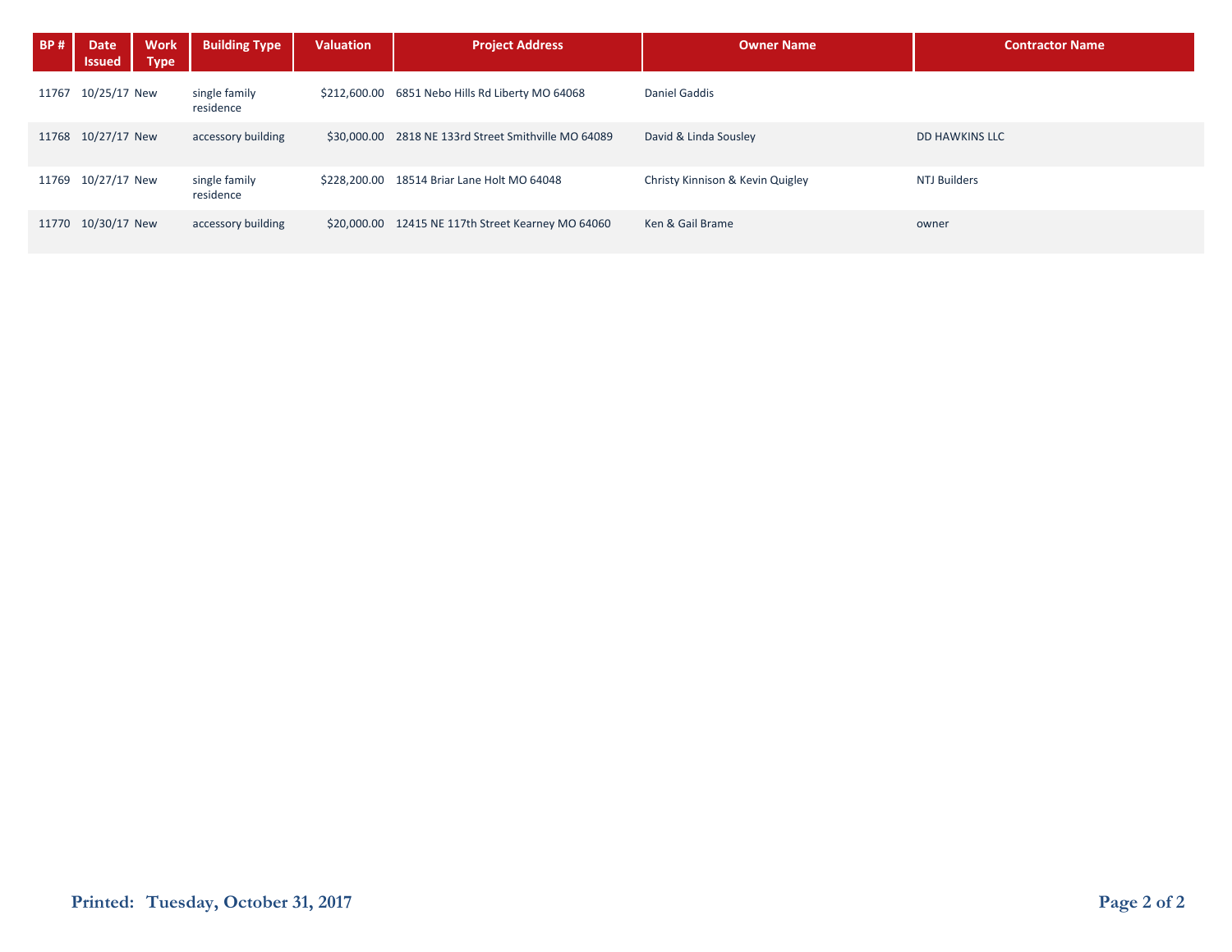| BP # | Date Issued | Work Type | Building Type | Valuation | Project Address | Owner Name | Contractor Name |
|---|---|---|---|---|---|---|---|
| 11767 | 10/25/17 | New | single family residence | $212,600.00 | 6851 Nebo Hills Rd Liberty MO 64068 | Daniel Gaddis | |
| 11768 | 10/27/17 | New | accessory building | $30,000.00 | 2818 NE 133rd Street Smithville MO 64089 | David & Linda Sousley | DD HAWKINS LLC |
| 11769 | 10/27/17 | New | single family residence | $228,200.00 | 18514 Briar Lane Holt MO 64048 | Christy Kinnison & Kevin Quigley | NTJ Builders |
| 11770 | 10/30/17 | New | accessory building | $20,000.00 | 12415 NE 117th Street Kearney MO 64060 | Ken & Gail Brame | owner |

**Printed: Tuesday, October 31, 2017**